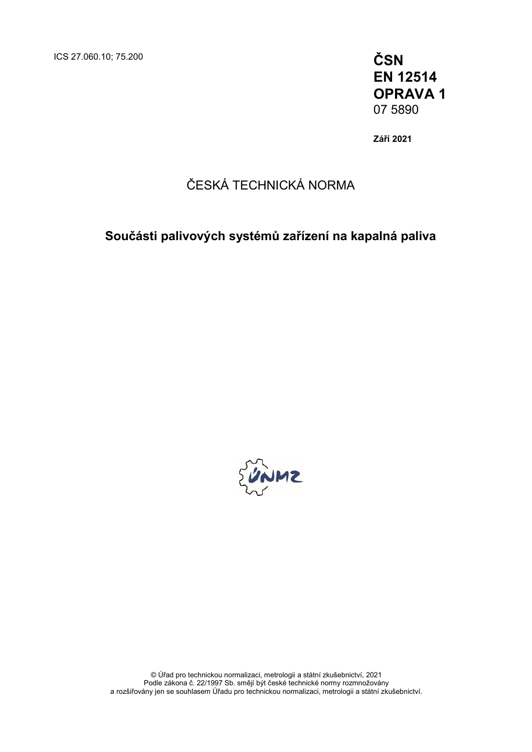ICS 27.060.10; 75.200

**ČSN**
**EN 12514**
**OPRAVA 1**
07 5890

**Září 2021**

ČESKÁ TECHNICKÁ NORMA

**Součásti palivových systémů zařízení na kapalná paliva**

© Úřad pro technickou normalizaci, metrologii a státní zkušebnictví, 2021
Podle zákona č. 22/1997 Sb. smějí být české technické normy rozmnožovány
a rozšiřovány jen se souhlasem Úřadu pro technickou normalizaci, metrologii a státní zkušebnictví.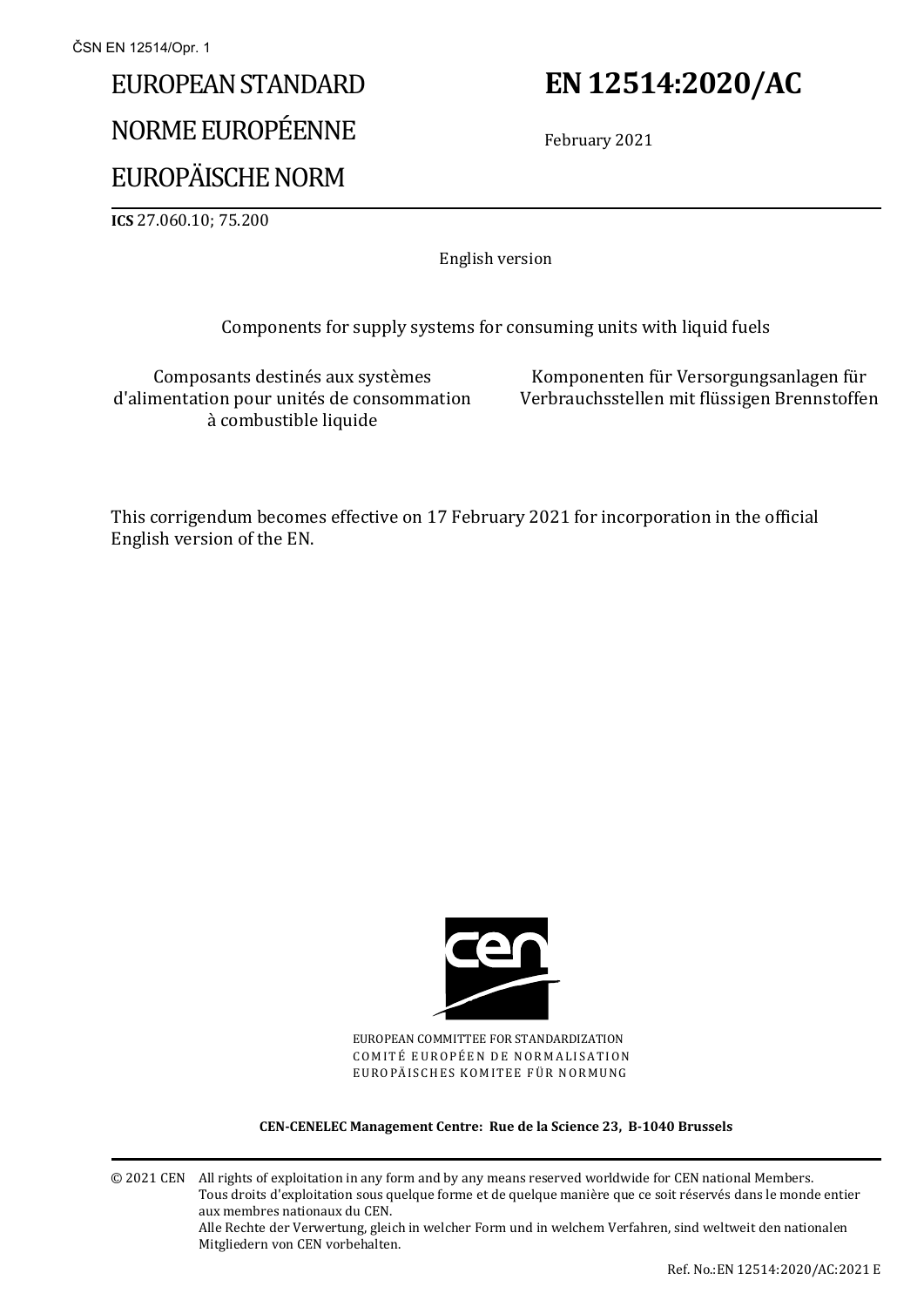ČSN EN 12514/Opr. 1

# EUROPEAN STANDARD
# NORME EUROPÉENNE
# EUROPÄISCHE NORM

# EN 12514:2020/AC

February 2021

**ICS** 27.060.10; 75.200

English version

Components for supply systems for consuming units with liquid fuels

Composants destinés aux systèmes d'alimentation pour unités de consommation à combustible liquide

Komponenten für Versorgungsanlagen für Verbrauchsstellen mit flüssigen Brennstoffen

This corrigendum becomes effective on 17 February 2021 for incorporation in the official English version of the EN.

EUROPEAN COMMITTEE FOR STANDARDIZATION
COMITÉ EUROPÉEN DE NORMALISATION
EUROPÄISCHES KOMITEE FÜR NORMUNG

**CEN-CENELEC Management Centre: Rue de la Science 23, B-1040 Brussels**

© 2021 CEN All rights of exploitation in any form and by any means reserved worldwide for CEN national Members.
Tous droits d'exploitation sous quelque forme et de quelque manière que ce soit réservés dans le monde entier aux membres nationaux du CEN.
Alle Rechte der Verwertung, gleich in welcher Form und in welchem Verfahren, sind weltweit den nationalen Mitgliedern von CEN vorbehalten.

Ref. No.:EN 12514:2020/AC:2021 E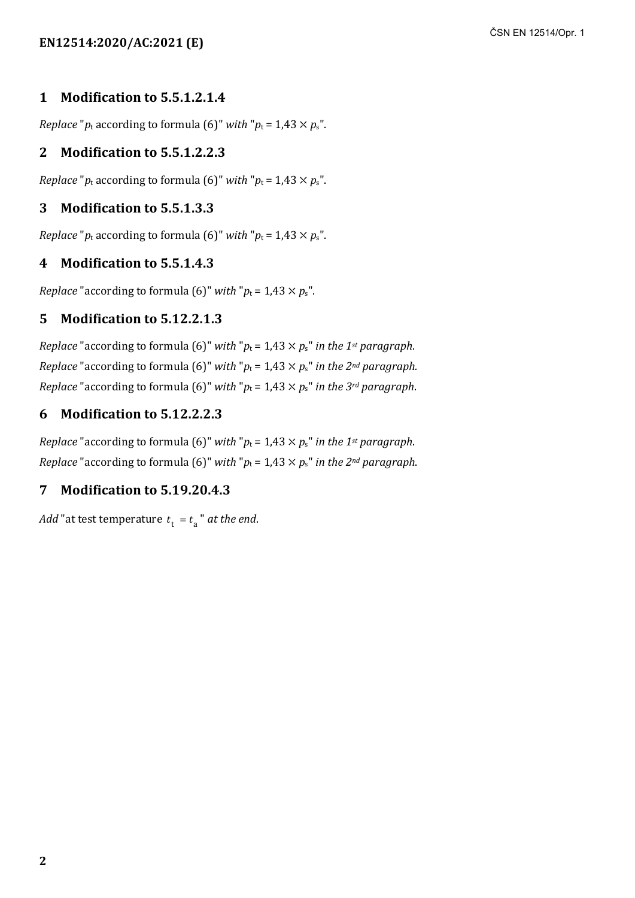## 1 Modification to 5.5.1.2.1.4

*Replace* "$p_t$ according to formula (6)" *with* "$p_t = 1,43 \times p_s$".

## 2 Modification to 5.5.1.2.2.3

*Replace* "$p_t$ according to formula (6)" *with* "$p_t = 1,43 \times p_s$".

## 3 Modification to 5.5.1.3.3

*Replace* "$p_t$ according to formula (6)" *with* "$p_t = 1,43 \times p_s$".

## 4 Modification to 5.5.1.4.3

*Replace* "according to formula (6)" *with* "$p_t = 1,43 \times p_s$".

## 5 Modification to 5.12.2.1.3

*Replace* "according to formula (6)" *with* "$p_t = 1,43 \times p_s$" *in the 1st paragraph*.

*Replace* "according to formula (6)" *with* "$p_t = 1,43 \times p_s$" *in the 2nd paragraph.*

*Replace* "according to formula (6)" *with* "$p_t = 1,43 \times p_s$" *in the 3rd paragraph*.

## 6 Modification to 5.12.2.2.3

*Replace* "according to formula (6)" *with* "$p_t = 1,43 \times p_s$" *in the 1st paragraph*.

*Replace* "according to formula (6)" *with* "$p_t = 1,43 \times p_s$" *in the 2nd paragraph.*

## 7 Modification to 5.19.20.4.3

*Add* "at test temperature $t_t = t_a$" *at the end*.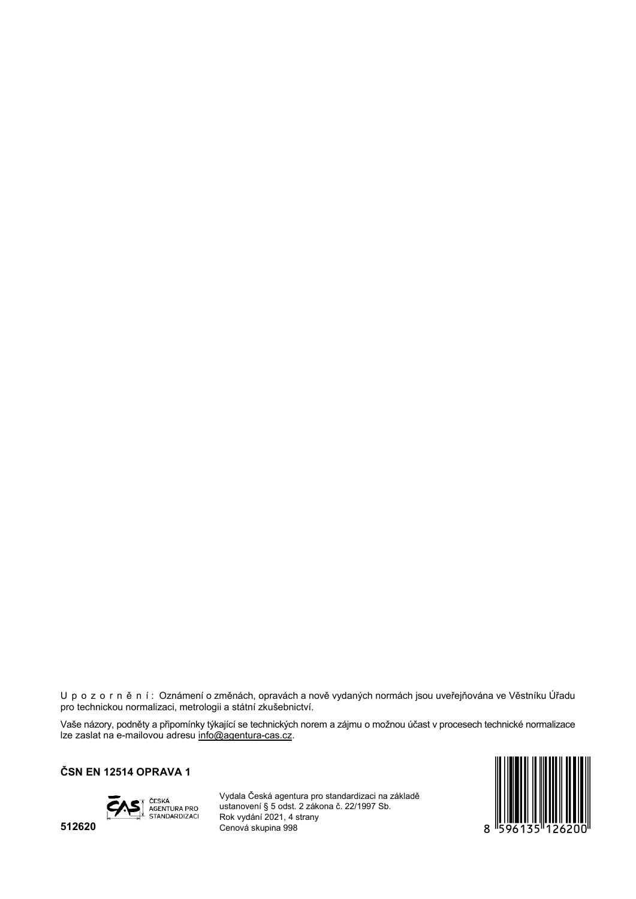U p o z o r n ě n í : Oznámení o změnách, opravách a nově vydaných normách jsou uveřejňována ve Věstníku Úřadu pro technickou normalizaci, metrologii a státní zkušebnictví.

Vaše názory, podněty a připomínky týkající se technických norem a zájmu o možnou účast v procesech technické normalizace lze zaslat na e-mailovou adresu info@agentura-cas.cz.

**ČSN EN 12514 OPRAVA 1**

ČESKÁ AGENTURA PRO STANDARDIZACI

Vydala Česká agentura pro standardizaci na základě ustanovení § 5 odst. 2 zákona č. 22/1997 Sb.
Rok vydání 2021, 4 strany
Cenová skupina 998

**512620**

8 596135 126200